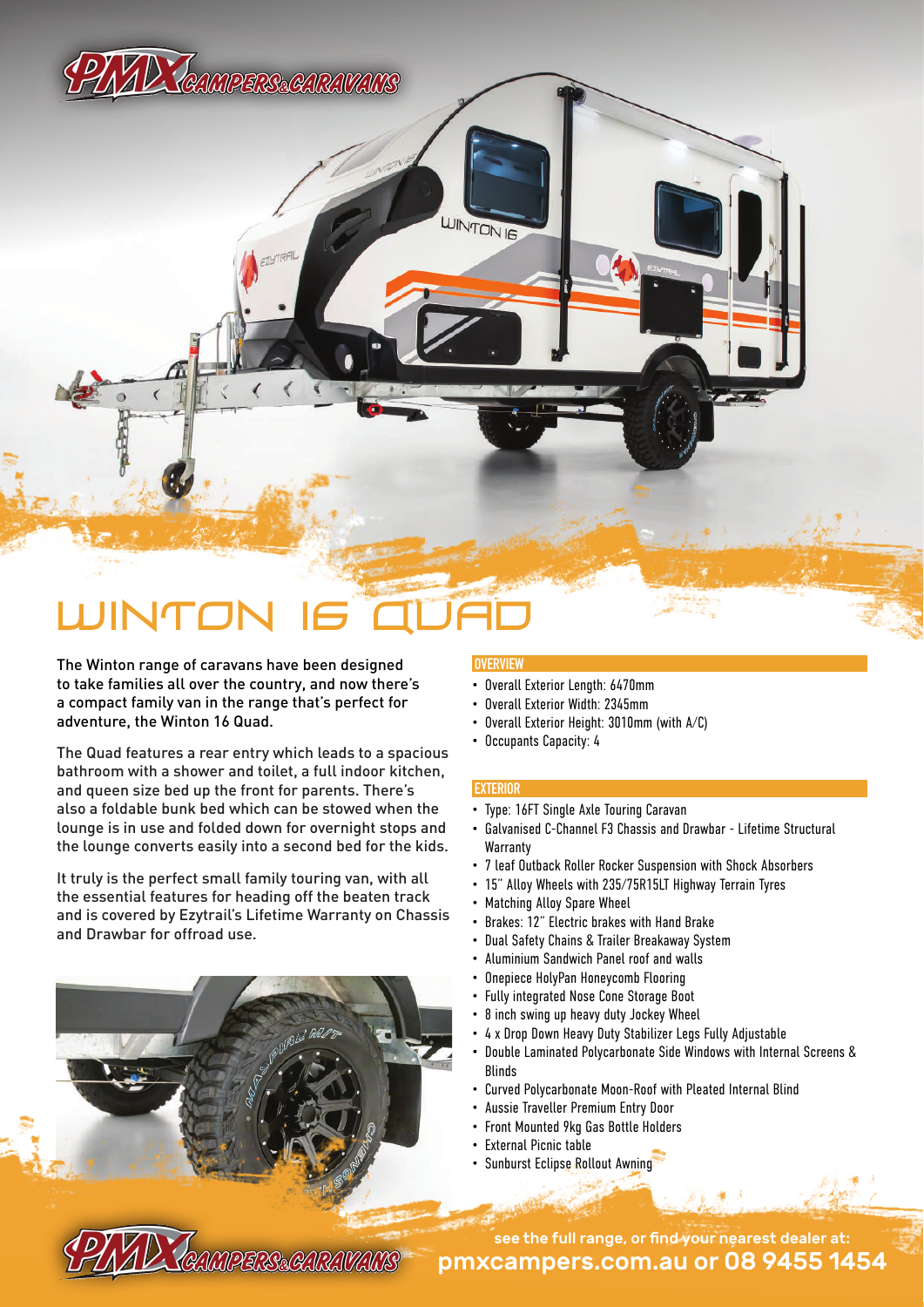# WINTON 16 QUAD

The Winton range of caravans have been designed to take families all over the country, and now there's a compact family van in the range that's perfect for adventure, the Winton 16 Quad.

The Quad features a rear entry which leads to a spacious bathroom with a shower and toilet, a full indoor kitchen, and queen size bed up the front for parents. There's also a foldable bunk bed which can be stowed when the lounge is in use and folded down for overnight stops and the lounge converts easily into a second bed for the kids.

It truly is the perfect small family touring van, with all the essential features for heading off the beaten track and is covered by Ezytrail's Lifetime Warranty on Chassis and Drawbar for offroad use.

## OVERVIEW

- Overall Exterior Length: 6470mm
- Overall Exterior Width: 2345mm
- Overall Exterior Height: 3010mm (with A/C)
- Occupants Capacity: 4

## EXTERIOR

- Type: 16FT Single Axle Touring Caravan
- Galvanised C-Channel F3 Chassis and Drawbar - Lifetime Structural Warranty
- 7 leaf Outback Roller Rocker Suspension with Shock Absorbers
- 15" Alloy Wheels with 235/75R15LT Highway Terrain Tyres
- Matching Alloy Spare Wheel
- Brakes: 12" Electric brakes with Hand Brake
- Dual Safety Chains & Trailer Breakaway System
- Aluminium Sandwich Panel roof and walls
- Onepiece HolyPan Honeycomb Flooring
- Fully integrated Nose Cone Storage Boot
- 8 inch swing up heavy duty Jockey Wheel
- 4 x Drop Down Heavy Duty Stabilizer Legs Fully Adjustable
- Double Laminated Polycarbonate Side Windows with Internal Screens & Blinds
- Curved Polycarbonate Moon-Roof with Pleated Internal Blind
- Aussie Traveller Premium Entry Door
- Front Mounted 9kg Gas Bottle Holders
- External Picnic table
- Sunburst Eclipse Rollout Awning

see the full range, or find your nearest dealer at:
**pmxcampers.com.au or 08 9455 1454**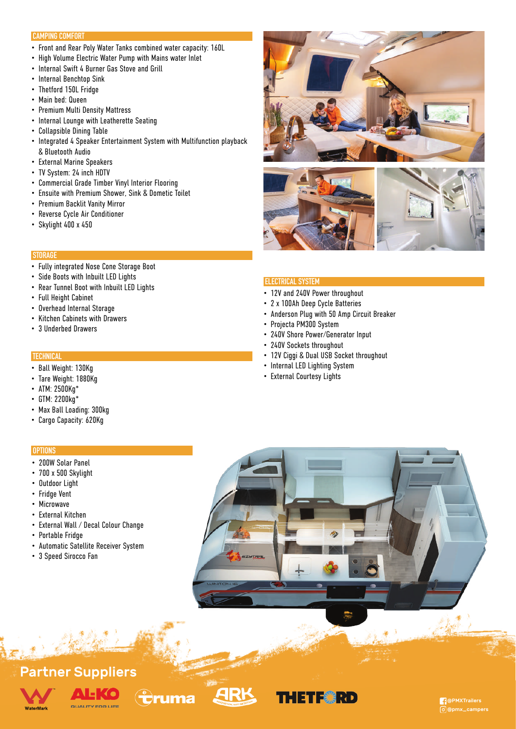## CAMPING COMFORT

- Front and Rear Poly Water Tanks combined water capacity: 160L
- High Volume Electric Water Pump with Mains water Inlet
- Internal Swift 4 Burner Gas Stove and Grill
- Internal Benchtop Sink
- Thetford 150L Fridge
- Main bed: Queen
- Premium Multi Density Mattress
- Internal Lounge with Leatherette Seating
- Collapsible Dining Table
- Integrated 4 Speaker Entertainment System with Multifunction playback & Bluetooth Audio
- External Marine Speakers
- TV System: 24 inch HDTV
- Commercial Grade Timber Vinyl Interior Flooring
- Ensuite with Premium Shower, Sink & Dometic Toilet
- Premium Backlit Vanity Mirror
- Reverse Cycle Air Conditioner
- Skylight 400 x 450

## STORAGE

- Fully integrated Nose Cone Storage Boot
- Side Boots with Inbuilt LED Lights
- Rear Tunnel Boot with Inbuilt LED Lights
- Full Height Cabinet
- Overhead Internal Storage
- Kitchen Cabinets with Drawers
- 3 Underbed Drawers

## TECHNICAL

- Ball Weight: 130Kg
- Tare Weight: 1880Kg
- ATM: 2500Kg*
- GTM: 2200kg*
- Max Ball Loading: 300kg
- Cargo Capacity: 620Kg

## OPTIONS

- 200W Solar Panel
- 700 x 500 Skylight
- Outdoor Light
- Fridge Vent
- Microwave
- External Kitchen
- External Wall / Decal Colour Change
- Portable Fridge
- Automatic Satellite Receiver System
- 3 Speed Sirocco Fan

## ELECTRICAL SYSTEM

- 12V and 240V Power throughout
- 2 x 100Ah Deep Cycle Batteries
- Anderson Plug with 50 Amp Circuit Breaker
- Projecta PM300 System
- 240V Shore Power/Generator Input
- 240V Sockets throughout
- 12V Ciggi & Dual USB Socket throughout
- Internal LED Lighting System
- External Courtesy Lights

## Partner Suppliers

WaterMark · AL-KO QUALITY FOR LIFE · truma · ARK · THETFORD

@PMXTrailers
@pmx_campers